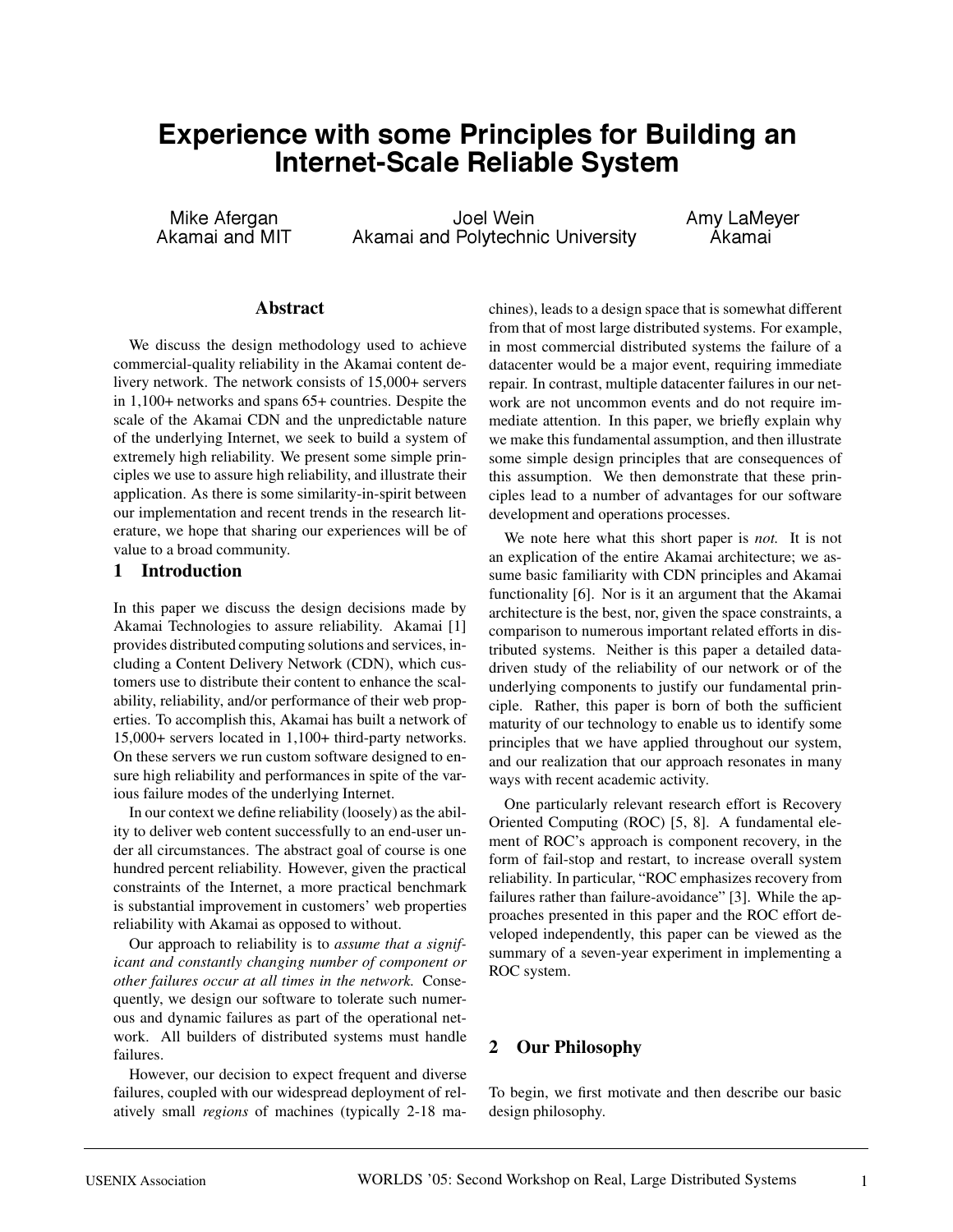# Experience with some Principles for Building an Internet-Scale Reliable System

Mike Afergan
Akamai and MIT

Joel Wein
Akamai and Polytechnic University

Amy LaMeyer
Akamai

## Abstract

We discuss the design methodology used to achieve commercial-quality reliability in the Akamai content delivery network. The network consists of 15,000+ servers in 1,100+ networks and spans 65+ countries. Despite the scale of the Akamai CDN and the unpredictable nature of the underlying Internet, we seek to build a system of extremely high reliability. We present some simple principles we use to assure high reliability, and illustrate their application. As there is some similarity-in-spirit between our implementation and recent trends in the research literature, we hope that sharing our experiences will be of value to a broad community.

## 1 Introduction

In this paper we discuss the design decisions made by Akamai Technologies to assure reliability. Akamai [1] provides distributed computing solutions and services, including a Content Delivery Network (CDN), which customers use to distribute their content to enhance the scalability, reliability, and/or performance of their web properties. To accomplish this, Akamai has built a network of 15,000+ servers located in 1,100+ third-party networks. On these servers we run custom software designed to ensure high reliability and performances in spite of the various failure modes of the underlying Internet.

In our context we define reliability (loosely) as the ability to deliver web content successfully to an end-user under all circumstances. The abstract goal of course is one hundred percent reliability. However, given the practical constraints of the Internet, a more practical benchmark is substantial improvement in customers' web properties reliability with Akamai as opposed to without.

Our approach to reliability is to *assume that a significant and constantly changing number of component or other failures occur at all times in the network.* Consequently, we design our software to tolerate such numerous and dynamic failures as part of the operational network. All builders of distributed systems must handle failures.

However, our decision to expect frequent and diverse failures, coupled with our widespread deployment of relatively small *regions* of machines (typically 2-18 machines), leads to a design space that is somewhat different from that of most large distributed systems. For example, in most commercial distributed systems the failure of a datacenter would be a major event, requiring immediate repair. In contrast, multiple datacenter failures in our network are not uncommon events and do not require immediate attention. In this paper, we briefly explain why we make this fundamental assumption, and then illustrate some simple design principles that are consequences of this assumption. We then demonstrate that these principles lead to a number of advantages for our software development and operations processes.

We note here what this short paper is *not.* It is not an explication of the entire Akamai architecture; we assume basic familiarity with CDN principles and Akamai functionality [6]. Nor is it an argument that the Akamai architecture is the best, nor, given the space constraints, a comparison to numerous important related efforts in distributed systems. Neither is this paper a detailed data-driven study of the reliability of our network or of the underlying components to justify our fundamental principle. Rather, this paper is born of both the sufficient maturity of our technology to enable us to identify some principles that we have applied throughout our system, and our realization that our approach resonates in many ways with recent academic activity.

One particularly relevant research effort is Recovery Oriented Computing (ROC) [5, 8]. A fundamental element of ROC's approach is component recovery, in the form of fail-stop and restart, to increase overall system reliability. In particular, "ROC emphasizes recovery from failures rather than failure-avoidance" [3]. While the approaches presented in this paper and the ROC effort developed independently, this paper can be viewed as the summary of a seven-year experiment in implementing a ROC system.

## 2 Our Philosophy

To begin, we first motivate and then describe our basic design philosophy.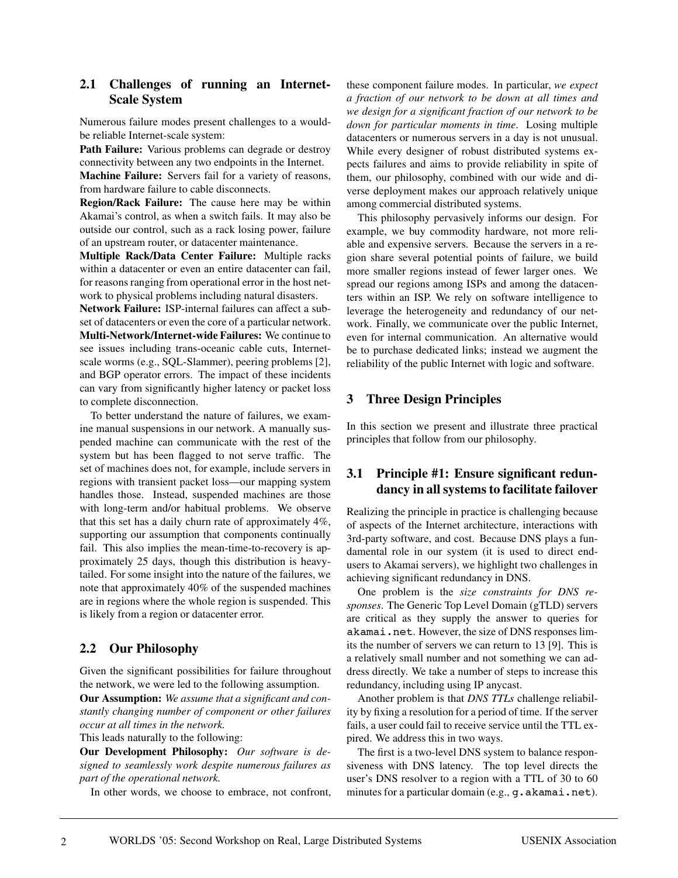## 2.1 Challenges of running an Internet-Scale System

Numerous failure modes present challenges to a would-be reliable Internet-scale system:

**Path Failure:** Various problems can degrade or destroy connectivity between any two endpoints in the Internet.

**Machine Failure:** Servers fail for a variety of reasons, from hardware failure to cable disconnects.

**Region/Rack Failure:** The cause here may be within Akamai's control, as when a switch fails. It may also be outside our control, such as a rack losing power, failure of an upstream router, or datacenter maintenance.

**Multiple Rack/Data Center Failure:** Multiple racks within a datacenter or even an entire datacenter can fail, for reasons ranging from operational error in the host network to physical problems including natural disasters.

**Network Failure:** ISP-internal failures can affect a subset of datacenters or even the core of a particular network.

**Multi-Network/Internet-wide Failures:** We continue to see issues including trans-oceanic cable cuts, Internet-scale worms (e.g., SQL-Slammer), peering problems [2], and BGP operator errors. The impact of these incidents can vary from significantly higher latency or packet loss to complete disconnection.

To better understand the nature of failures, we examine manual suspensions in our network. A manually suspended machine can communicate with the rest of the system but has been flagged to not serve traffic. The set of machines does not, for example, include servers in regions with transient packet loss—our mapping system handles those. Instead, suspended machines are those with long-term and/or habitual problems. We observe that this set has a daily churn rate of approximately 4%, supporting our assumption that components continually fail. This also implies the mean-time-to-recovery is approximately 25 days, though this distribution is heavy-tailed. For some insight into the nature of the failures, we note that approximately 40% of the suspended machines are in regions where the whole region is suspended. This is likely from a region or datacenter error.

## 2.2 Our Philosophy

Given the significant possibilities for failure throughout the network, we were led to the following assumption.

**Our Assumption:** *We assume that a significant and constantly changing number of component or other failures occur at all times in the network.*

This leads naturally to the following:

**Our Development Philosophy:** *Our software is designed to seamlessly work despite numerous failures as part of the operational network.*

In other words, we choose to embrace, not confront, these component failure modes. In particular, *we expect a fraction of our network to be down at all times and we design for a significant fraction of our network to be down for particular moments in time*. Losing multiple datacenters or numerous servers in a day is not unusual. While every designer of robust distributed systems expects failures and aims to provide reliability in spite of them, our philosophy, combined with our wide and diverse deployment makes our approach relatively unique among commercial distributed systems.

This philosophy pervasively informs our design. For example, we buy commodity hardware, not more reliable and expensive servers. Because the servers in a region share several potential points of failure, we build more smaller regions instead of fewer larger ones. We spread our regions among ISPs and among the datacenters within an ISP. We rely on software intelligence to leverage the heterogeneity and redundancy of our network. Finally, we communicate over the public Internet, even for internal communication. An alternative would be to purchase dedicated links; instead we augment the reliability of the public Internet with logic and software.

# 3 Three Design Principles

In this section we present and illustrate three practical principles that follow from our philosophy.

## 3.1 Principle #1: Ensure significant redundancy in all systems to facilitate failover

Realizing the principle in practice is challenging because of aspects of the Internet architecture, interactions with 3rd-party software, and cost. Because DNS plays a fundamental role in our system (it is used to direct end-users to Akamai servers), we highlight two challenges in achieving significant redundancy in DNS.

One problem is the *size constraints for DNS responses*. The Generic Top Level Domain (gTLD) servers are critical as they supply the answer to queries for `akamai.net`. However, the size of DNS responses limits the number of servers we can return to 13 [9]. This is a relatively small number and not something we can address directly. We take a number of steps to increase this redundancy, including using IP anycast.

Another problem is that *DNS TTLs* challenge reliability by fixing a resolution for a period of time. If the server fails, a user could fail to receive service until the TTL expired. We address this in two ways.

The first is a two-level DNS system to balance responsiveness with DNS latency. The top level directs the user's DNS resolver to a region with a TTL of 30 to 60 minutes for a particular domain (e.g., `g.akamai.net`).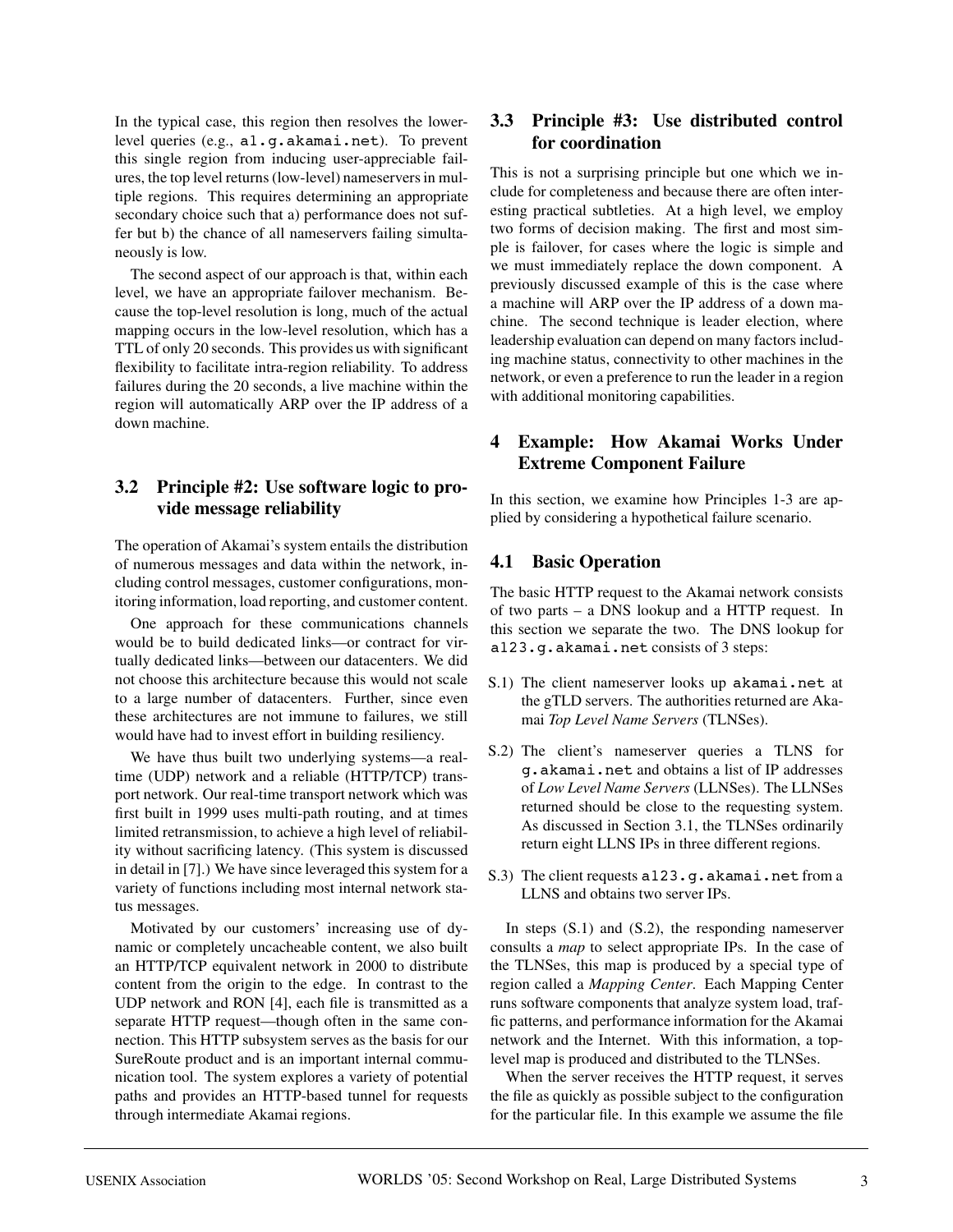In the typical case, this region then resolves the lower-level queries (e.g., a1.g.akamai.net). To prevent this single region from inducing user-appreciable failures, the top level returns (low-level) nameservers in multiple regions. This requires determining an appropriate secondary choice such that a) performance does not suffer but b) the chance of all nameservers failing simultaneously is low.

The second aspect of our approach is that, within each level, we have an appropriate failover mechanism. Because the top-level resolution is long, much of the actual mapping occurs in the low-level resolution, which has a TTL of only 20 seconds. This provides us with significant flexibility to facilitate intra-region reliability. To address failures during the 20 seconds, a live machine within the region will automatically ARP over the IP address of a down machine.

### 3.2 Principle #2: Use software logic to provide message reliability

The operation of Akamai's system entails the distribution of numerous messages and data within the network, including control messages, customer configurations, monitoring information, load reporting, and customer content.

One approach for these communications channels would be to build dedicated links—or contract for virtually dedicated links—between our datacenters. We did not choose this architecture because this would not scale to a large number of datacenters. Further, since even these architectures are not immune to failures, we still would have had to invest effort in building resiliency.

We have thus built two underlying systems—a real-time (UDP) network and a reliable (HTTP/TCP) transport network. Our real-time transport network which was first built in 1999 uses multi-path routing, and at times limited retransmission, to achieve a high level of reliability without sacrificing latency. (This system is discussed in detail in [7].) We have since leveraged this system for a variety of functions including most internal network status messages.

Motivated by our customers' increasing use of dynamic or completely uncacheable content, we also built an HTTP/TCP equivalent network in 2000 to distribute content from the origin to the edge. In contrast to the UDP network and RON [4], each file is transmitted as a separate HTTP request—though often in the same connection. This HTTP subsystem serves as the basis for our SureRoute product and is an important internal communication tool. The system explores a variety of potential paths and provides an HTTP-based tunnel for requests through intermediate Akamai regions.

### 3.3 Principle #3: Use distributed control for coordination

This is not a surprising principle but one which we include for completeness and because there are often interesting practical subtleties. At a high level, we employ two forms of decision making. The first and most simple is failover, for cases where the logic is simple and we must immediately replace the down component. A previously discussed example of this is the case where a machine will ARP over the IP address of a down machine. The second technique is leader election, where leadership evaluation can depend on many factors including machine status, connectivity to other machines in the network, or even a preference to run the leader in a region with additional monitoring capabilities.

## 4 Example: How Akamai Works Under Extreme Component Failure

In this section, we examine how Principles 1-3 are applied by considering a hypothetical failure scenario.

### 4.1 Basic Operation

The basic HTTP request to the Akamai network consists of two parts – a DNS lookup and a HTTP request. In this section we separate the two. The DNS lookup for a123.g.akamai.net consists of 3 steps:

- S.1) The client nameserver looks up akamai.net at the gTLD servers. The authorities returned are Akamai *Top Level Name Servers* (TLNSes).
- S.2) The client's nameserver queries a TLNS for g.akamai.net and obtains a list of IP addresses of *Low Level Name Servers* (LLNSes). The LLNSes returned should be close to the requesting system. As discussed in Section 3.1, the TLNSes ordinarily return eight LLNS IPs in three different regions.
- S.3) The client requests a123.g.akamai.net from a LLNS and obtains two server IPs.

In steps (S.1) and (S.2), the responding nameserver consults a *map* to select appropriate IPs. In the case of the TLNSes, this map is produced by a special type of region called a *Mapping Center*. Each Mapping Center runs software components that analyze system load, traffic patterns, and performance information for the Akamai network and the Internet. With this information, a top-level map is produced and distributed to the TLNSes.

When the server receives the HTTP request, it serves the file as quickly as possible subject to the configuration for the particular file. In this example we assume the file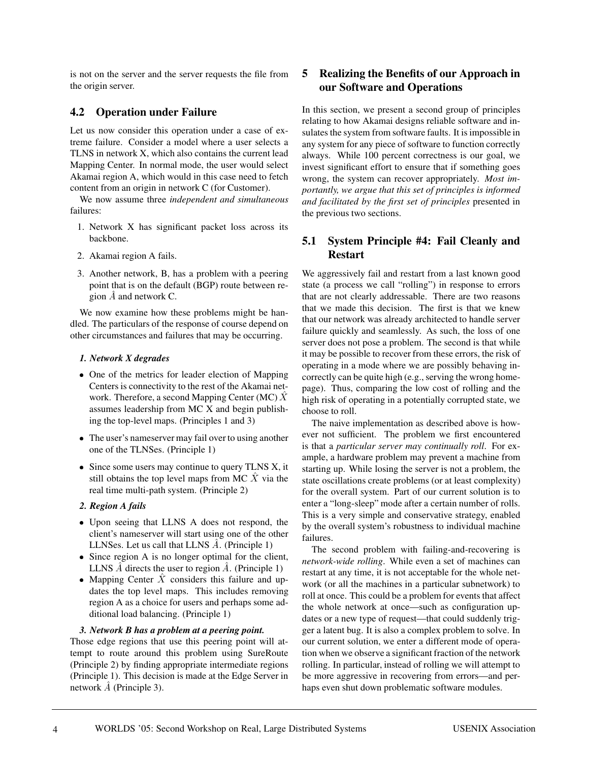is not on the server and the server requests the file from the origin server.

### 4.2 Operation under Failure

Let us now consider this operation under a case of extreme failure. Consider a model where a user selects a TLNS in network X, which also contains the current lead Mapping Center. In normal mode, the user would select Akamai region A, which would in this case need to fetch content from an origin in network C (for Customer).

We now assume three *independent and simultaneous* failures:

1. Network X has significant packet loss across its backbone.
2. Akamai region A fails.
3. Another network, B, has a problem with a peering point that is on the default (BGP) route between region $\hat{A}$ and network C.

We now examine how these problems might be handled. The particulars of the response of course depend on other circumstances and failures that may be occurring.

***1. Network X degrades***

- One of the metrics for leader election of Mapping Centers is connectivity to the rest of the Akamai network. Therefore, a second Mapping Center (MC) $\hat{X}$ assumes leadership from MC X and begin publishing the top-level maps. (Principles 1 and 3)
- The user's nameserver may fail over to using another one of the TLNSes. (Principle 1)
- Since some users may continue to query TLNS X, it still obtains the top level maps from MC $\hat{X}$ via the real time multi-path system. (Principle 2)

***2. Region A fails***

- Upon seeing that LLNS A does not respond, the client's nameserver will start using one of the other LLNSes. Let us call that LLNS $\hat{A}$. (Principle 1)
- Since region A is no longer optimal for the client, LLNS $\hat{A}$ directs the user to region $\hat{A}$. (Principle 1)
- Mapping Center $\hat{X}$ considers this failure and updates the top level maps. This includes removing region A as a choice for users and perhaps some additional load balancing. (Principle 1)

***3. Network B has a problem at a peering point.***

Those edge regions that use this peering point will attempt to route around this problem using SureRoute (Principle 2) by finding appropriate intermediate regions (Principle 1). This decision is made at the Edge Server in network $\hat{A}$ (Principle 3).

## 5 Realizing the Benefits of our Approach in our Software and Operations

In this section, we present a second group of principles relating to how Akamai designs reliable software and insulates the system from software faults. It is impossible in any system for any piece of software to function correctly always. While 100 percent correctness is our goal, we invest significant effort to ensure that if something goes wrong, the system can recover appropriately. *Most importantly, we argue that this set of principles is informed and facilitated by the first set of principles* presented in the previous two sections.

### 5.1 System Principle #4: Fail Cleanly and Restart

We aggressively fail and restart from a last known good state (a process we call "rolling") in response to errors that are not clearly addressable. There are two reasons that we made this decision. The first is that we knew that our network was already architected to handle server failure quickly and seamlessly. As such, the loss of one server does not pose a problem. The second is that while it may be possible to recover from these errors, the risk of operating in a mode where we are possibly behaving incorrectly can be quite high (e.g., serving the wrong homepage). Thus, comparing the low cost of rolling and the high risk of operating in a potentially corrupted state, we choose to roll.

The naive implementation as described above is however not sufficient. The problem we first encountered is that a *particular server may continually roll*. For example, a hardware problem may prevent a machine from starting up. While losing the server is not a problem, the state oscillations create problems (or at least complexity) for the overall system. Part of our current solution is to enter a "long-sleep" mode after a certain number of rolls. This is a very simple and conservative strategy, enabled by the overall system's robustness to individual machine failures.

The second problem with failing-and-recovering is *network-wide rolling*. While even a set of machines can restart at any time, it is not acceptable for the whole network (or all the machines in a particular subnetwork) to roll at once. This could be a problem for events that affect the whole network at once—such as configuration updates or a new type of request—that could suddenly trigger a latent bug. It is also a complex problem to solve. In our current solution, we enter a different mode of operation when we observe a significant fraction of the network rolling. In particular, instead of rolling we will attempt to be more aggressive in recovering from errors—and perhaps even shut down problematic software modules.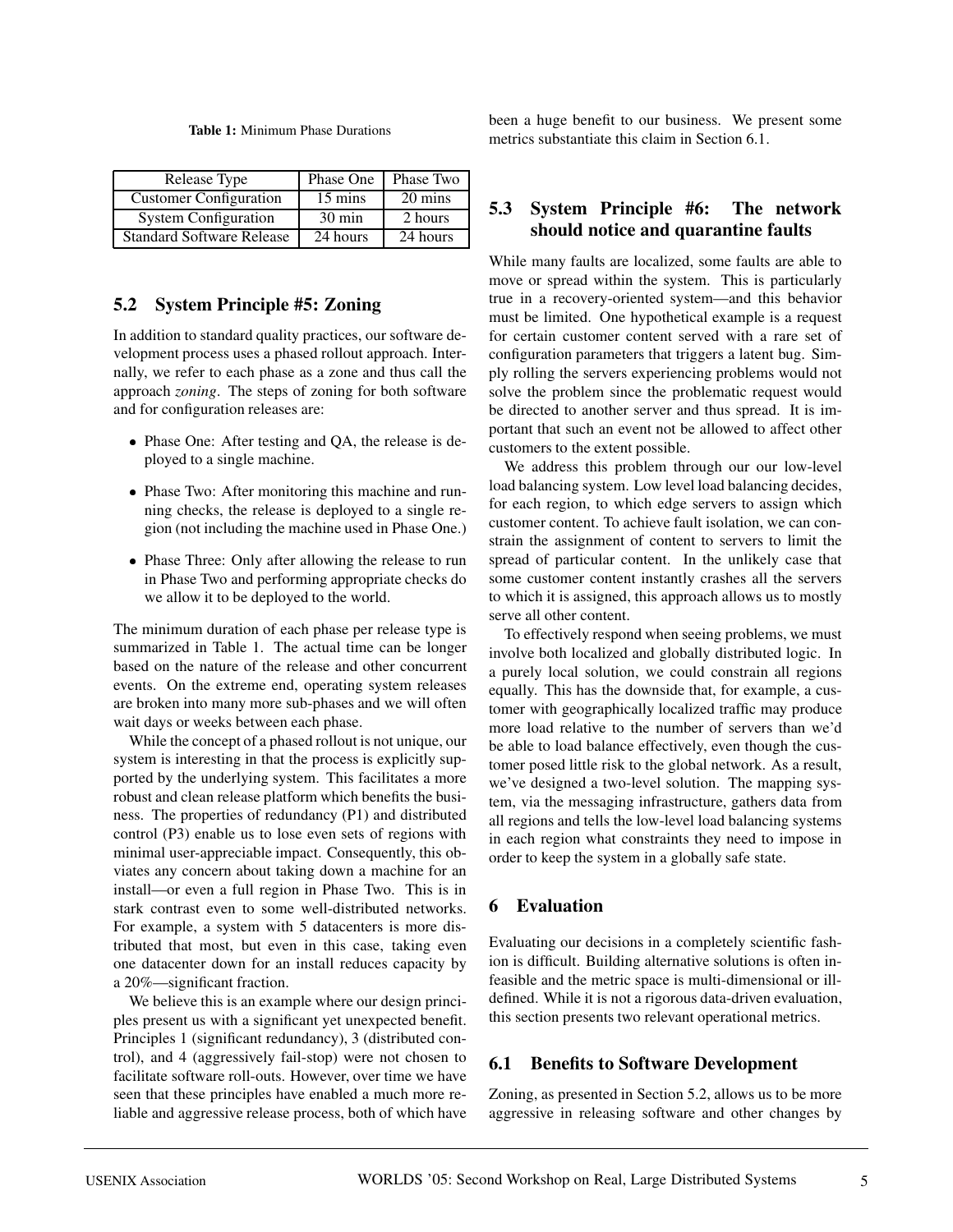**Table 1:** Minimum Phase Durations

| Release Type | Phase One | Phase Two |
| --- | --- | --- |
| Customer Configuration | 15 mins | 20 mins |
| System Configuration | 30 min | 2 hours |
| Standard Software Release | 24 hours | 24 hours |

### 5.2 System Principle #5: Zoning

In addition to standard quality practices, our software development process uses a phased rollout approach. Internally, we refer to each phase as a zone and thus call the approach *zoning*. The steps of zoning for both software and for configuration releases are:

- Phase One: After testing and QA, the release is deployed to a single machine.
- Phase Two: After monitoring this machine and running checks, the release is deployed to a single region (not including the machine used in Phase One.)
- Phase Three: Only after allowing the release to run in Phase Two and performing appropriate checks do we allow it to be deployed to the world.

The minimum duration of each phase per release type is summarized in Table 1. The actual time can be longer based on the nature of the release and other concurrent events. On the extreme end, operating system releases are broken into many more sub-phases and we will often wait days or weeks between each phase.

While the concept of a phased rollout is not unique, our system is interesting in that the process is explicitly supported by the underlying system. This facilitates a more robust and clean release platform which benefits the business. The properties of redundancy (P1) and distributed control (P3) enable us to lose even sets of regions with minimal user-appreciable impact. Consequently, this obviates any concern about taking down a machine for an install—or even a full region in Phase Two. This is in stark contrast even to some well-distributed networks. For example, a system with 5 datacenters is more distributed that most, but even in this case, taking even one datacenter down for an install reduces capacity by a 20%—significant fraction.

We believe this is an example where our design principles present us with a significant yet unexpected benefit. Principles 1 (significant redundancy), 3 (distributed control), and 4 (aggressively fail-stop) were not chosen to facilitate software roll-outs. However, over time we have seen that these principles have enabled a much more reliable and aggressive release process, both of which have been a huge benefit to our business. We present some metrics substantiate this claim in Section 6.1.

### 5.3 System Principle #6: The network should notice and quarantine faults

While many faults are localized, some faults are able to move or spread within the system. This is particularly true in a recovery-oriented system—and this behavior must be limited. One hypothetical example is a request for certain customer content served with a rare set of configuration parameters that triggers a latent bug. Simply rolling the servers experiencing problems would not solve the problem since the problematic request would be directed to another server and thus spread. It is important that such an event not be allowed to affect other customers to the extent possible.

We address this problem through our our low-level load balancing system. Low level load balancing decides, for each region, to which edge servers to assign which customer content. To achieve fault isolation, we can constrain the assignment of content to servers to limit the spread of particular content. In the unlikely case that some customer content instantly crashes all the servers to which it is assigned, this approach allows us to mostly serve all other content.

To effectively respond when seeing problems, we must involve both localized and globally distributed logic. In a purely local solution, we could constrain all regions equally. This has the downside that, for example, a customer with geographically localized traffic may produce more load relative to the number of servers than we'd be able to load balance effectively, even though the customer posed little risk to the global network. As a result, we've designed a two-level solution. The mapping system, via the messaging infrastructure, gathers data from all regions and tells the low-level load balancing systems in each region what constraints they need to impose in order to keep the system in a globally safe state.

## 6 Evaluation

Evaluating our decisions in a completely scientific fashion is difficult. Building alternative solutions is often infeasible and the metric space is multi-dimensional or ill-defined. While it is not a rigorous data-driven evaluation, this section presents two relevant operational metrics.

### 6.1 Benefits to Software Development

Zoning, as presented in Section 5.2, allows us to be more aggressive in releasing software and other changes by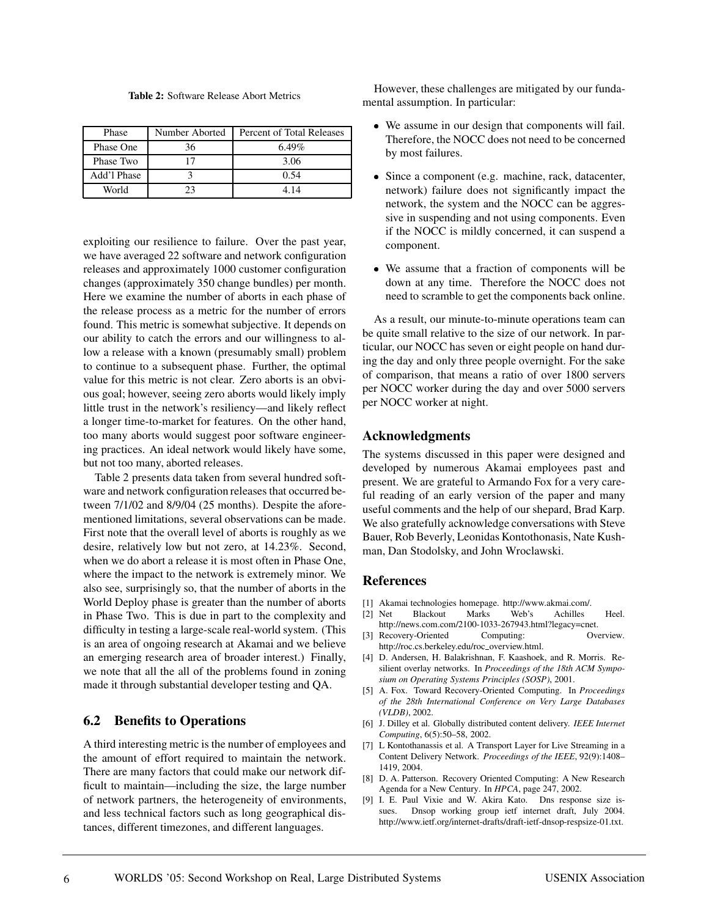**Table 2:** Software Release Abort Metrics

| Phase | Number Aborted | Percent of Total Releases |
|---|---|---|
| Phase One | 36 | 6.49% |
| Phase Two | 17 | 3.06 |
| Add'l Phase | 3 | 0.54 |
| World | 23 | 4.14 |

exploiting our resilience to failure. Over the past year, we have averaged 22 software and network configuration releases and approximately 1000 customer configuration changes (approximately 350 change bundles) per month. Here we examine the number of aborts in each phase of the release process as a metric for the number of errors found. This metric is somewhat subjective. It depends on our ability to catch the errors and our willingness to allow a release with a known (presumably small) problem to continue to a subsequent phase. Further, the optimal value for this metric is not clear. Zero aborts is an obvious goal; however, seeing zero aborts would likely imply little trust in the network's resiliency—and likely reflect a longer time-to-market for features. On the other hand, too many aborts would suggest poor software engineering practices. An ideal network would likely have some, but not too many, aborted releases.

Table 2 presents data taken from several hundred software and network configuration releases that occurred between 7/1/02 and 8/9/04 (25 months). Despite the aforementioned limitations, several observations can be made. First note that the overall level of aborts is roughly as we desire, relatively low but not zero, at 14.23%. Second, when we do abort a release it is most often in Phase One, where the impact to the network is extremely minor. We also see, surprisingly so, that the number of aborts in the World Deploy phase is greater than the number of aborts in Phase Two. This is due in part to the complexity and difficulty in testing a large-scale real-world system. (This is an area of ongoing research at Akamai and we believe an emerging research area of broader interest.) Finally, we note that all the all of the problems found in zoning made it through substantial developer testing and QA.

## 6.2 Benefits to Operations

A third interesting metric is the number of employees and the amount of effort required to maintain the network. There are many factors that could make our network difficult to maintain—including the size, the large number of network partners, the heterogeneity of environments, and less technical factors such as long geographical distances, different timezones, and different languages.

However, these challenges are mitigated by our fundamental assumption. In particular:

- We assume in our design that components will fail. Therefore, the NOCC does not need to be concerned by most failures.
- Since a component (e.g. machine, rack, datacenter, network) failure does not significantly impact the network, the system and the NOCC can be aggressive in suspending and not using components. Even if the NOCC is mildly concerned, it can suspend a component.
- We assume that a fraction of components will be down at any time. Therefore the NOCC does not need to scramble to get the components back online.

As a result, our minute-to-minute operations team can be quite small relative to the size of our network. In particular, our NOCC has seven or eight people on hand during the day and only three people overnight. For the sake of comparison, that means a ratio of over 1800 servers per NOCC worker during the day and over 5000 servers per NOCC worker at night.

## Acknowledgments

The systems discussed in this paper were designed and developed by numerous Akamai employees past and present. We are grateful to Armando Fox for a very careful reading of an early version of the paper and many useful comments and the help of our shepard, Brad Karp. We also gratefully acknowledge conversations with Steve Bauer, Rob Beverly, Leonidas Kontothonasis, Nate Kushman, Dan Stodolsky, and John Wroclawski.

## References

[1] Akamai technologies homepage. http://www.akmai.com/.

[2] Net Blackout Marks Web's Achilles Heel. http://news.com.com/2100-1033-267943.html?legacy=cnet.

[3] Recovery-Oriented Computing: Overview. http://roc.cs.berkeley.edu/roc_overview.html.

[4] D. Andersen, H. Balakrishnan, F. Kaashoek, and R. Morris. Resilient overlay networks. In *Proceedings of the 18th ACM Symposium on Operating Systems Principles (SOSP)*, 2001.

[5] A. Fox. Toward Recovery-Oriented Computing. In *Proceedings of the 28th International Conference on Very Large Databases (VLDB)*, 2002.

[6] J. Dilley et al. Globally distributed content delivery. *IEEE Internet Computing*, 6(5):50–58, 2002.

[7] L Kontothanassis et al. A Transport Layer for Live Streaming in a Content Delivery Network. *Proceedings of the IEEE*, 92(9):1408–1419, 2004.

[8] D. A. Patterson. Recovery Oriented Computing: A New Research Agenda for a New Century. In *HPCA*, page 247, 2002.

[9] I. E. Paul Vixie and W. Akira Kato. Dns response size issues. Dnsop working group ietf internet draft, July 2004. http://www.ietf.org/internet-drafts/draft-ietf-dnsop-respsize-01.txt.